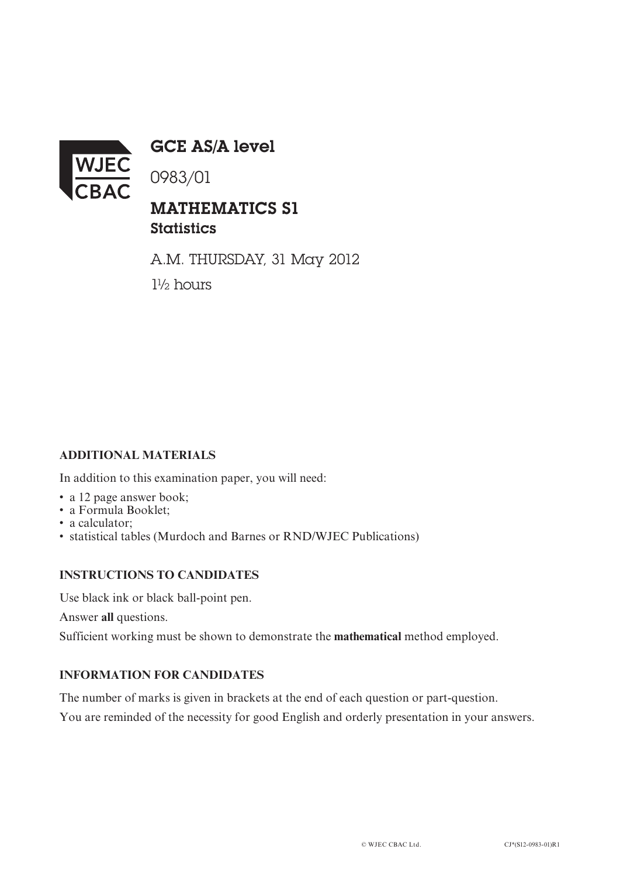WJEC CBAC

# GCE AS/A level

0983/01

## MATHEMATICS S1
### Statistics

A.M. THURSDAY, 31 May 2012

1½ hours

**ADDITIONAL MATERIALS**

In addition to this examination paper, you will need:

- a 12 page answer book;
- a Formula Booklet;
- a calculator;
- statistical tables (Murdoch and Barnes or RND/WJEC Publications)

**INSTRUCTIONS TO CANDIDATES**

Use black ink or black ball-point pen.

Answer **all** questions.

Sufficient working must be shown to demonstrate the **mathematical** method employed.

**INFORMATION FOR CANDIDATES**

The number of marks is given in brackets at the end of each question or part-question.

You are reminded of the necessity for good English and orderly presentation in your answers.

© WJEC CBAC Ltd. CJ*(S12-0983-01)R1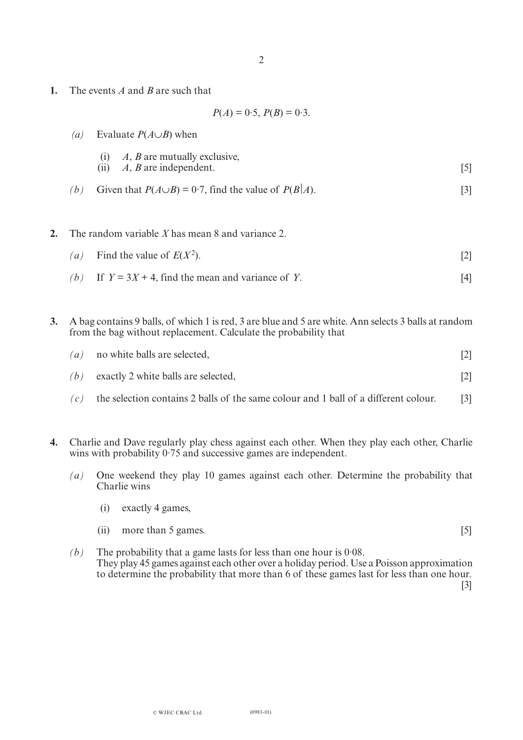1. The events $A$ and $B$ are such that

$$P(A) = 0{\cdot}5,\ P(B) = 0{\cdot}3.$$

   *(a)* Evaluate $P(A \cup B)$ when

   (i) $A$, $B$ are mutually exclusive,
   (ii) $A$, $B$ are independent. [5]

   *(b)* Given that $P(A \cup B) = 0{\cdot}7$, find the value of $P(B|A)$. [3]

2. The random variable $X$ has mean 8 and variance 2.

   *(a)* Find the value of $E(X^2)$. [2]

   *(b)* If $Y = 3X + 4$, find the mean and variance of $Y$. [4]

3. A bag contains 9 balls, of which 1 is red, 3 are blue and 5 are white. Ann selects 3 balls at random from the bag without replacement. Calculate the probability that

   *(a)* no white balls are selected, [2]

   *(b)* exactly 2 white balls are selected, [2]

   *(c)* the selection contains 2 balls of the same colour and 1 ball of a different colour. [3]

4. Charlie and Dave regularly play chess against each other. When they play each other, Charlie wins with probability 0·75 and successive games are independent.

   *(a)* One weekend they play 10 games against each other. Determine the probability that Charlie wins

   (i) exactly 4 games,

   (ii) more than 5 games. [5]

   *(b)* The probability that a game lasts for less than one hour is 0·08.
   They play 45 games against each other over a holiday period. Use a Poisson approximation to determine the probability that more than 6 of these games last for less than one hour. [3]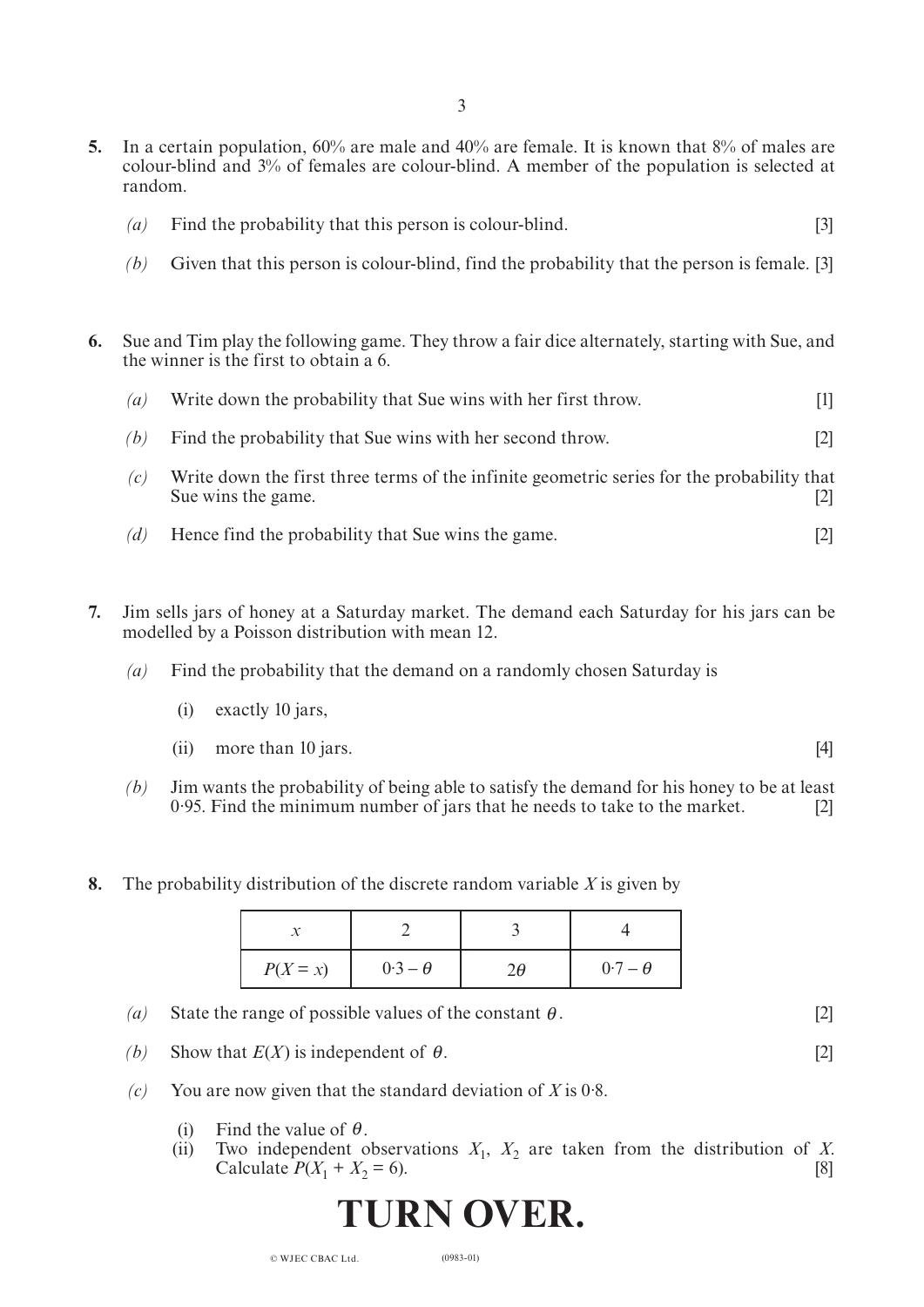**5.** In a certain population, 60% are male and 40% are female. It is known that 8% of males are colour-blind and 3% of females are colour-blind. A member of the population is selected at random.

*(a)* Find the probability that this person is colour-blind. [3]

*(b)* Given that this person is colour-blind, find the probability that the person is female. [3]

**6.** Sue and Tim play the following game. They throw a fair dice alternately, starting with Sue, and the winner is the first to obtain a 6.

*(a)* Write down the probability that Sue wins with her first throw. [1]

*(b)* Find the probability that Sue wins with her second throw. [2]

*(c)* Write down the first three terms of the infinite geometric series for the probability that Sue wins the game. [2]

*(d)* Hence find the probability that Sue wins the game. [2]

**7.** Jim sells jars of honey at a Saturday market. The demand each Saturday for his jars can be modelled by a Poisson distribution with mean 12.

*(a)* Find the probability that the demand on a randomly chosen Saturday is

(i) exactly 10 jars,

(ii) more than 10 jars. [4]

*(b)* Jim wants the probability of being able to satisfy the demand for his honey to be at least 0·95. Find the minimum number of jars that he needs to take to the market. [2]

**8.** The probability distribution of the discrete random variable $X$ is given by

| $x$ | 2 | 3 | 4 |
|---|---|---|---|
| $P(X = x)$ | $0{\cdot}3 - \theta$ | $2\theta$ | $0{\cdot}7 - \theta$ |

*(a)* State the range of possible values of the constant $\theta$. [2]

*(b)* Show that $E(X)$ is independent of $\theta$. [2]

*(c)* You are now given that the standard deviation of $X$ is 0·8.

(i) Find the value of $\theta$.

(ii) Two independent observations $X_1$, $X_2$ are taken from the distribution of $X$. Calculate $P(X_1 + X_2 = 6)$. [8]

# TURN OVER.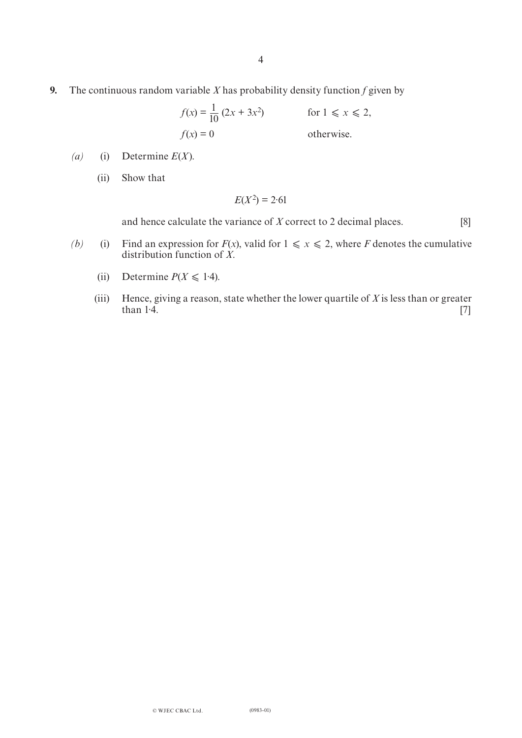**9.** The continuous random variable $X$ has probability density function $f$ given by

$$f(x) = \frac{1}{10}(2x + 3x^2) \qquad \text{for } 1 \leqslant x \leqslant 2,$$

$$f(x) = 0 \qquad \text{otherwise.}$$

*(a)* (i) Determine $E(X)$.

(ii) Show that

$$E(X^2) = 2{\cdot}61$$

and hence calculate the variance of $X$ correct to 2 decimal places. [8]

*(b)* (i) Find an expression for $F(x)$, valid for $1 \leqslant x \leqslant 2$, where $F$ denotes the cumulative distribution function of $X$.

(ii) Determine $P(X \leqslant 1{\cdot}4)$.

(iii) Hence, giving a reason, state whether the lower quartile of $X$ is less than or greater than $1{\cdot}4$. [7]

© WJEC CBAC Ltd. (0983-01)